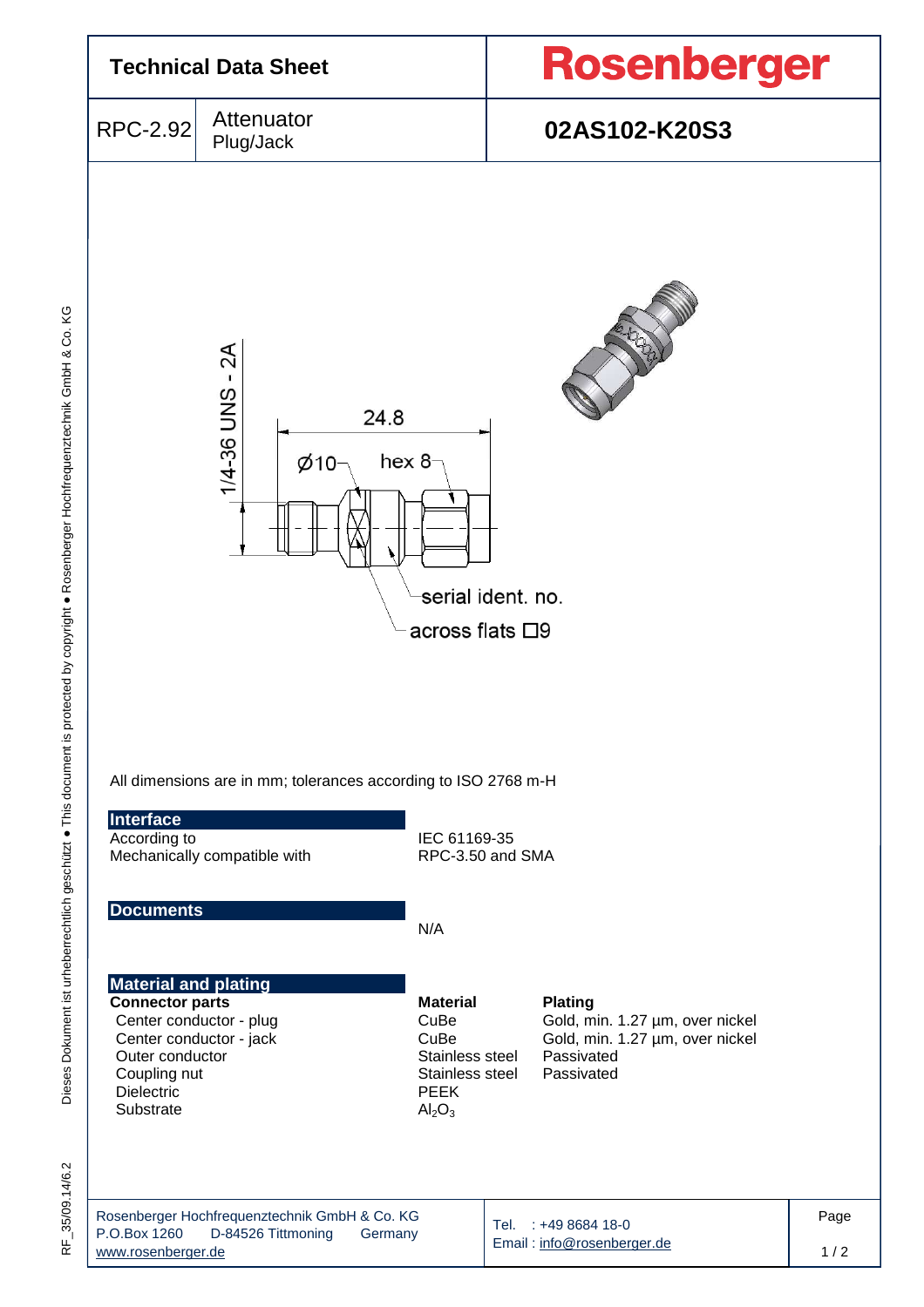# Technical Data Sheet

**Rosenberger**

| RPC-2.92 | Attenuator Plug/Jack | **02AS102-K20S3** |
|---|---|---|

1/4-36 UNS - 2A

24.8

Ø10

hex 8

serial ident. no.

across flats □9

All dimensions are in mm; tolerances according to ISO 2768 m-H

## Interface

| | |
|---|---|
| According to | IEC 61169-35 |
| Mechanically compatible with | RPC-3.50 and SMA |

## Documents

N/A

## Material and plating

| **Connector parts** | **Material** | **Plating** |
|---|---|---|
| Center conductor - plug | CuBe | Gold, min. 1.27 µm, over nickel |
| Center conductor - jack | CuBe | Gold, min. 1.27 µm, over nickel |
| Outer conductor | Stainless steel | Passivated |
| Coupling nut | Stainless steel | Passivated |
| Dielectric | PEEK | |
| Substrate | $Al_2O_3$ | |

Rosenberger Hochfrequenztechnik GmbH & Co. KG
P.O.Box 1260 D-84526 Tittmoning Germany
www.rosenberger.de

Tel. : +49 8684 18-0
Email : info@rosenberger.de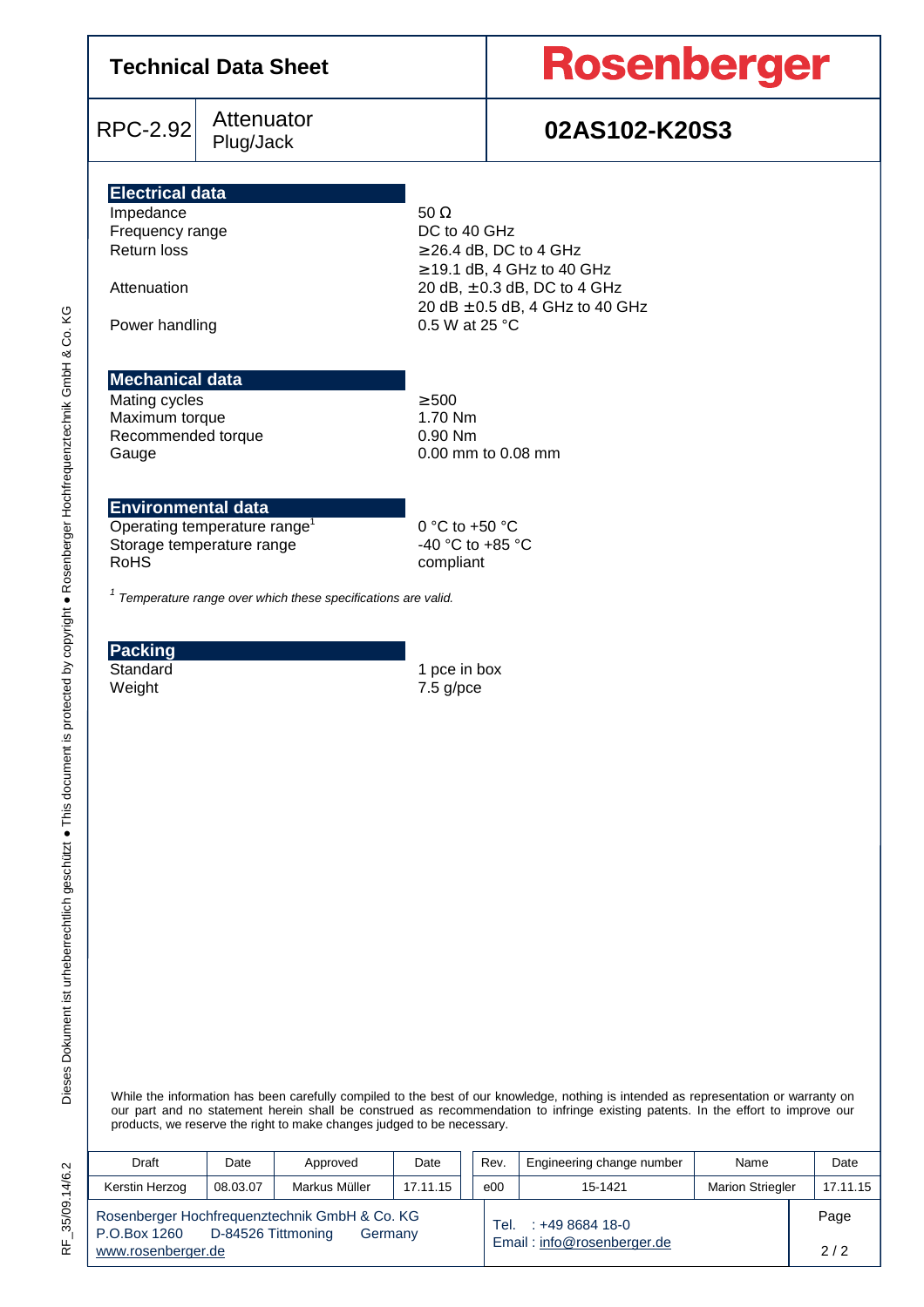# Technical Data Sheet

**Rosenberger**

| RPC-2.92 | Attenuator Plug/Jack | 02AS102-K20S3 |
|---|---|---|

## Electrical data

| | |
|---|---|
| Impedance | 50 Ω |
| Frequency range | DC to 40 GHz |
| Return loss | ≥ 26.4 dB, DC to 4 GHz<br>≥ 19.1 dB, 4 GHz to 40 GHz |
| Attenuation | 20 dB, ± 0.3 dB, DC to 4 GHz<br>20 dB ± 0.5 dB, 4 GHz to 40 GHz |
| Power handling | 0.5 W at 25 °C |

## Mechanical data

| | |
|---|---|
| Mating cycles | ≥ 500 |
| Maximum torque | 1.70 Nm |
| Recommended torque | 0.90 Nm |
| Gauge | 0.00 mm to 0.08 mm |

## Environmental data

| | |
|---|---|
| Operating temperature range[1] | 0 °C to +50 °C |
| Storage temperature range | -40 °C to +85 °C |
| RoHS | compliant |

[1] *Temperature range over which these specifications are valid.*

## Packing

| | |
|---|---|
| Standard | 1 pce in box |
| Weight | 7.5 g/pce |

While the information has been carefully compiled to the best of our knowledge, nothing is intended as representation or warranty on our part and no statement herein shall be construed as recommendation to infringe existing patents. In the effort to improve our products, we reserve the right to make changes judged to be necessary.

| Draft | Date | Approved | Date | Rev. | Engineering change number | Name | Date |
|---|---|---|---|---|---|---|---|
| Kerstin Herzog | 08.03.07 | Markus Müller | 17.11.15 | e00 | 15-1421 | Marion Striegler | 17.11.15 |

Rosenberger Hochfrequenztechnik GmbH & Co. KG
P.O.Box 1260 D-84526 Tittmoning Germany
www.rosenberger.de

Tel. : +49 8684 18-0
Email : info@rosenberger.de

Dieses Dokument ist urheberrechtlich geschützt ● This document is protected by copyright ● Rosenberger Hochfrequenztechnik GmbH & Co. KG

RF_35/09.14/6.2